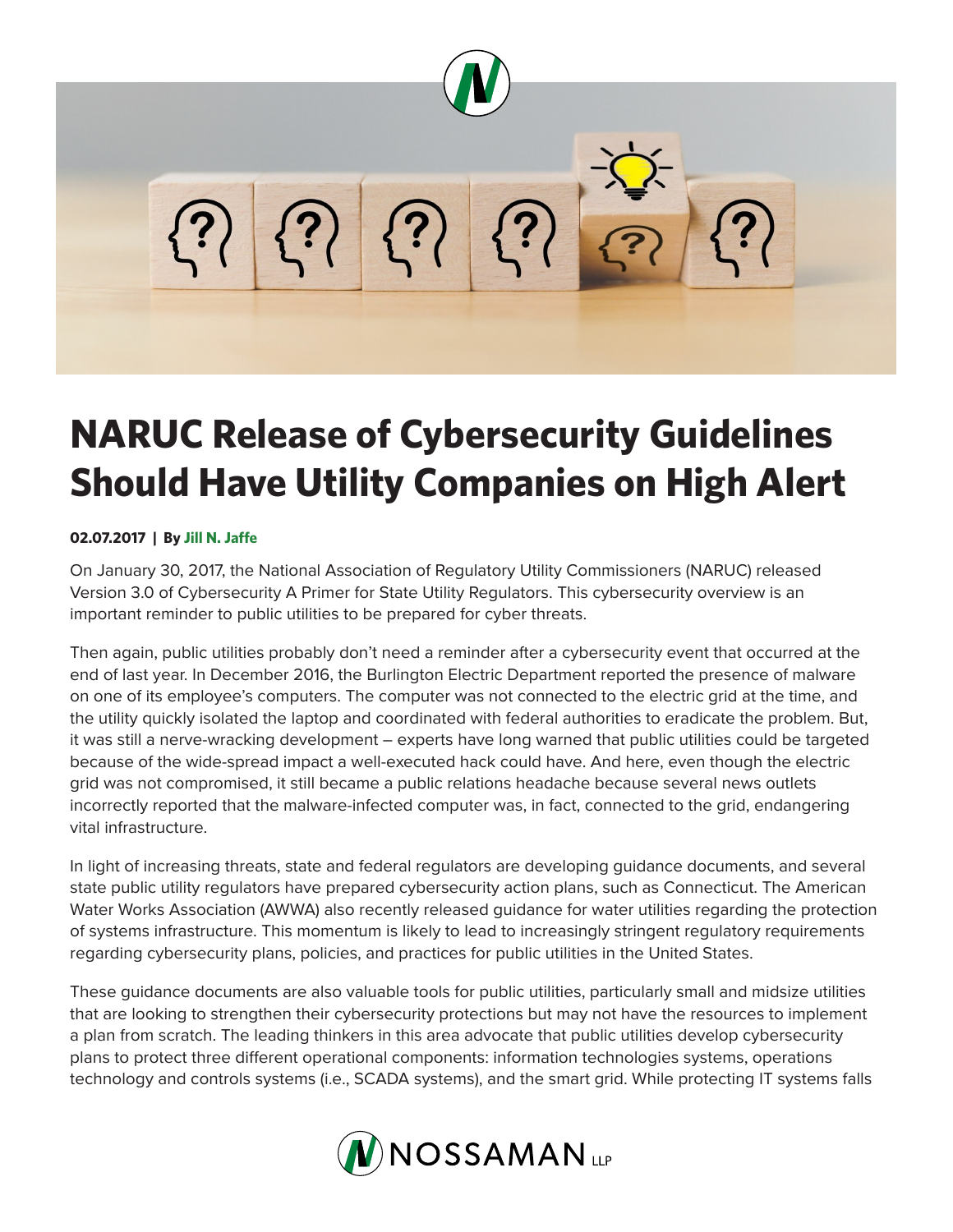# NARUC Release of Cybersecurity Guidelines Should Have Utility Companies on High Alert

**02.07.2017 | By Jill N. Jaffe**

On January 30, 2017, the National Association of Regulatory Utility Commissioners (NARUC) released Version 3.0 of Cybersecurity A Primer for State Utility Regulators. This cybersecurity overview is an important reminder to public utilities to be prepared for cyber threats.

Then again, public utilities probably don't need a reminder after a cybersecurity event that occurred at the end of last year. In December 2016, the Burlington Electric Department reported the presence of malware on one of its employee's computers. The computer was not connected to the electric grid at the time, and the utility quickly isolated the laptop and coordinated with federal authorities to eradicate the problem. But, it was still a nerve-wracking development – experts have long warned that public utilities could be targeted because of the wide-spread impact a well-executed hack could have. And here, even though the electric grid was not compromised, it still became a public relations headache because several news outlets incorrectly reported that the malware-infected computer was, in fact, connected to the grid, endangering vital infrastructure.

In light of increasing threats, state and federal regulators are developing guidance documents, and several state public utility regulators have prepared cybersecurity action plans, such as Connecticut. The American Water Works Association (AWWA) also recently released guidance for water utilities regarding the protection of systems infrastructure. This momentum is likely to lead to increasingly stringent regulatory requirements regarding cybersecurity plans, policies, and practices for public utilities in the United States.

These guidance documents are also valuable tools for public utilities, particularly small and midsize utilities that are looking to strengthen their cybersecurity protections but may not have the resources to implement a plan from scratch. The leading thinkers in this area advocate that public utilities develop cybersecurity plans to protect three different operational components: information technologies systems, operations technology and controls systems (i.e., SCADA systems), and the smart grid. While protecting IT systems falls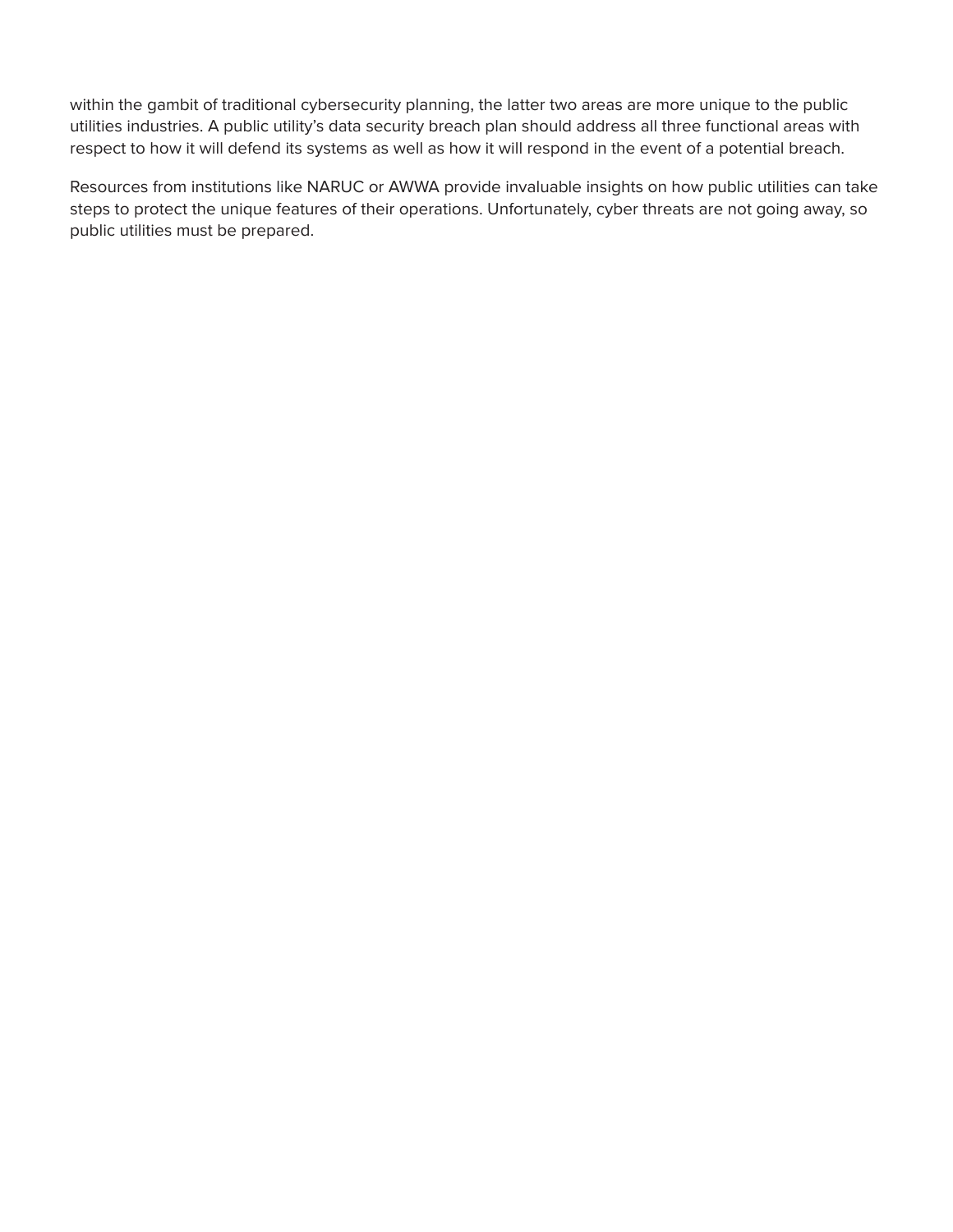within the gambit of traditional cybersecurity planning, the latter two areas are more unique to the public utilities industries. A public utility's data security breach plan should address all three functional areas with respect to how it will defend its systems as well as how it will respond in the event of a potential breach.

Resources from institutions like NARUC or AWWA provide invaluable insights on how public utilities can take steps to protect the unique features of their operations. Unfortunately, cyber threats are not going away, so public utilities must be prepared.